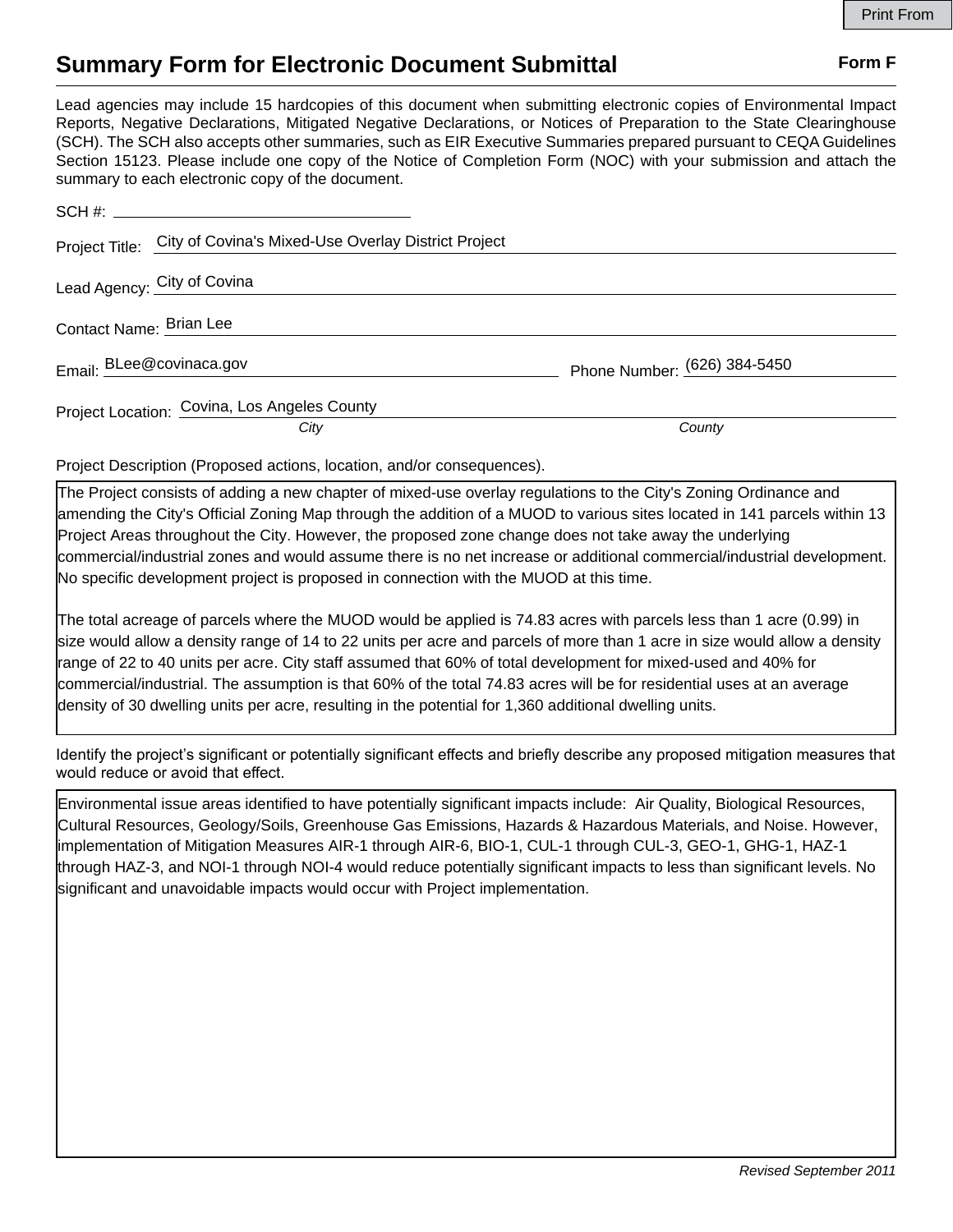Print From

# Summary Form for Electronic Document Submittal

**Form F**

Lead agencies may include 15 hardcopies of this document when submitting electronic copies of Environmental Impact Reports, Negative Declarations, Mitigated Negative Declarations, or Notices of Preparation to the State Clearinghouse (SCH). The SCH also accepts other summaries, such as EIR Executive Summaries prepared pursuant to CEQA Guidelines Section 15123. Please include one copy of the Notice of Completion Form (NOC) with your submission and attach the summary to each electronic copy of the document.

SCH #: ______________________

Project Title: City of Covina's Mixed-Use Overlay District Project

Lead Agency: City of Covina

Contact Name: Brian Lee

Email: BLee@covinaca.gov Phone Number: (626) 384-5450

Project Location: Covina, Los Angeles County

*City* *County*

Project Description (Proposed actions, location, and/or consequences).

The Project consists of adding a new chapter of mixed-use overlay regulations to the City's Zoning Ordinance and amending the City's Official Zoning Map through the addition of a MUOD to various sites located in 141 parcels within 13 Project Areas throughout the City. However, the proposed zone change does not take away the underlying commercial/industrial zones and would assume there is no net increase or additional commercial/industrial development. No specific development project is proposed in connection with the MUOD at this time.

The total acreage of parcels where the MUOD would be applied is 74.83 acres with parcels less than 1 acre (0.99) in size would allow a density range of 14 to 22 units per acre and parcels of more than 1 acre in size would allow a density range of 22 to 40 units per acre. City staff assumed that 60% of total development for mixed-used and 40% for commercial/industrial. The assumption is that 60% of the total 74.83 acres will be for residential uses at an average density of 30 dwelling units per acre, resulting in the potential for 1,360 additional dwelling units.

Identify the project's significant or potentially significant effects and briefly describe any proposed mitigation measures that would reduce or avoid that effect.

Environmental issue areas identified to have potentially significant impacts include: Air Quality, Biological Resources, Cultural Resources, Geology/Soils, Greenhouse Gas Emissions, Hazards & Hazardous Materials, and Noise. However, implementation of Mitigation Measures AIR-1 through AIR-6, BIO-1, CUL-1 through CUL-3, GEO-1, GHG-1, HAZ-1 through HAZ-3, and NOI-1 through NOI-4 would reduce potentially significant impacts to less than significant levels. No significant and unavoidable impacts would occur with Project implementation.

*Revised September 2011*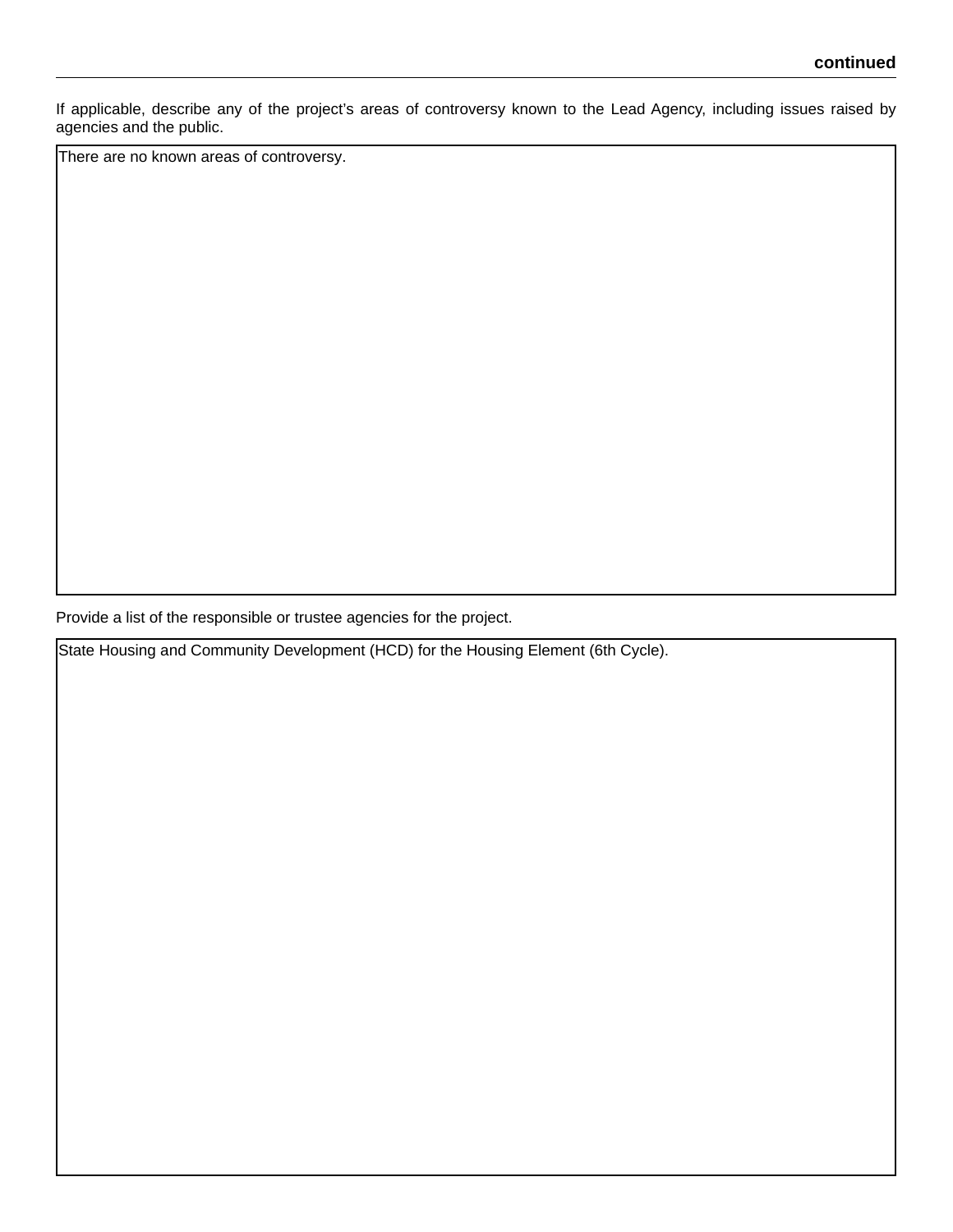If applicable, describe any of the project's areas of controversy known to the Lead Agency, including issues raised by agencies and the public.

There are no known areas of controversy.

Provide a list of the responsible or trustee agencies for the project.

State Housing and Community Development (HCD) for the Housing Element (6th Cycle).